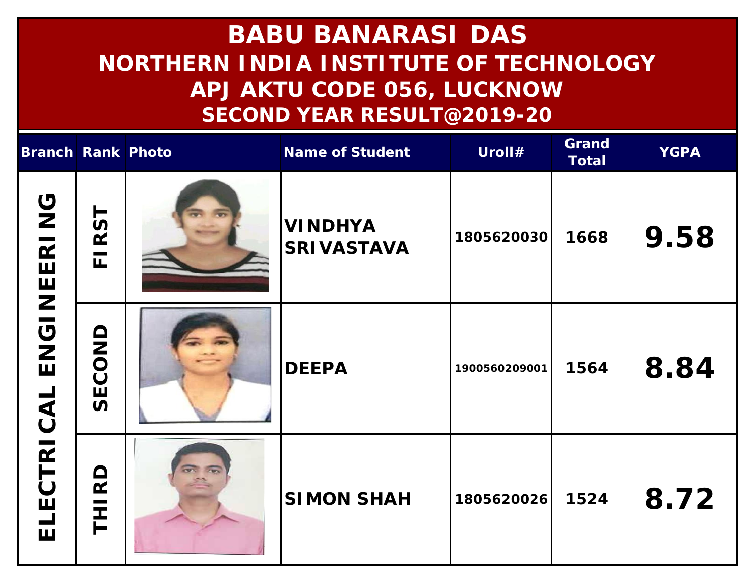# BABU BANARASI DAS
## NORTHERN INDIA INSTITUTE OF TECHNOLOGY
## APJ AKTU CODE 056, LUCKNOW
## SECOND YEAR RESULT@2019-20

| Branch | Rank | Photo | Name of Student | Uroll# | Grand Total | YGPA |
|---|---|---|---|---|---|---|
| ELECTRICAL ENGINEERING | FIRST | | VINDHYA SRIVASTAVA | 1805620030 | 1668 | 9.58 |
| | SECOND | | DEEPA | 1900560209001 | 1564 | 8.84 |
| | THIRD | | SIMON SHAH | 1805620026 | 1524 | 8.72 |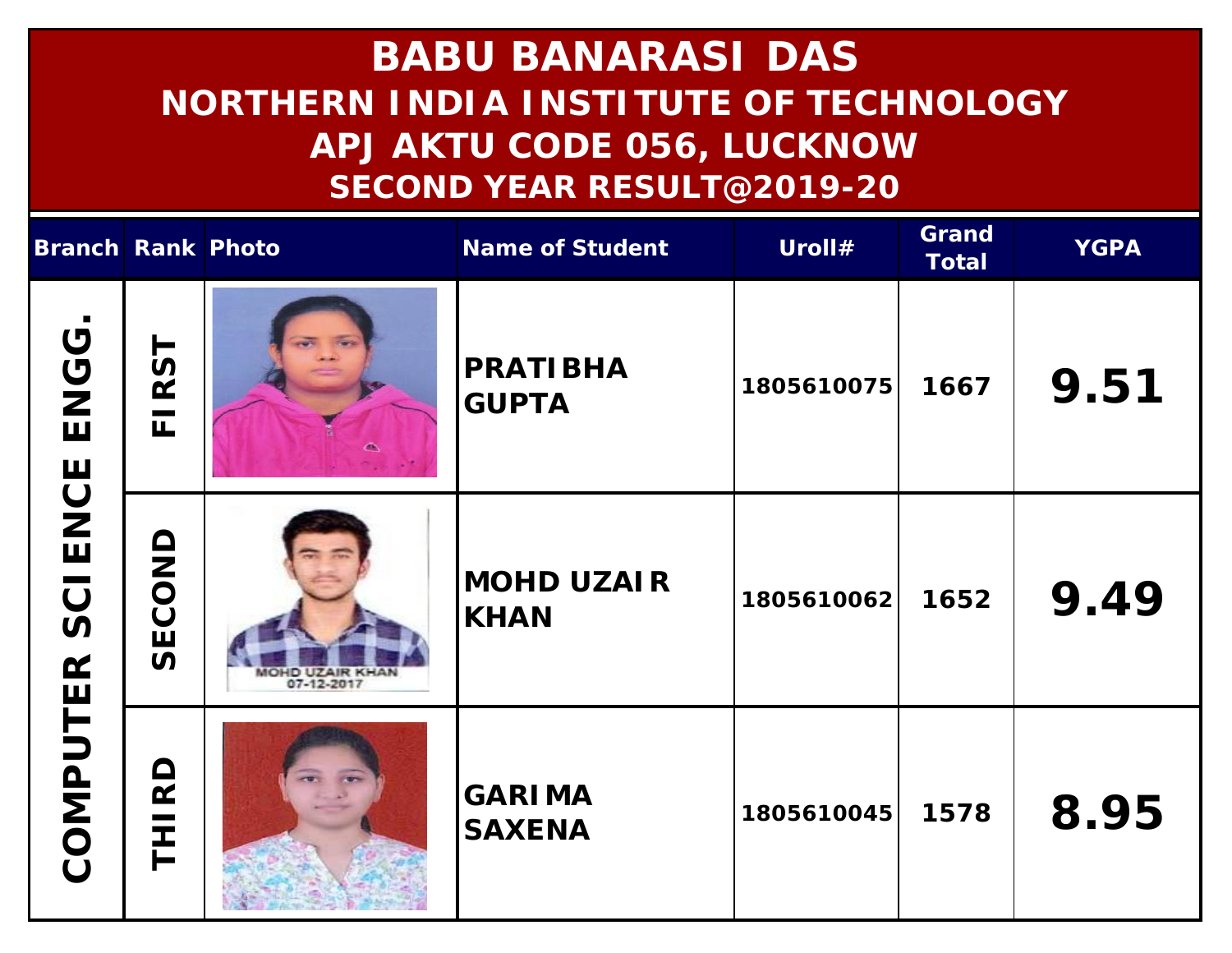# BABU BANARASI DAS
## NORTHERN INDIA INSTITUTE OF TECHNOLOGY
## APJ AKTU CODE 056, LUCKNOW
## SECOND YEAR RESULT@2019-20

| Branch | Rank | Photo | Name of Student | Uroll# | Grand Total | YGPA |
|---|---|---|---|---|---|---|
| COMPUTER SCIENCE ENGG. | FIRST | | PRATIBHA GUPTA | 1805610075 | 1667 | 9.51 |
| | SECOND | | MOHD UZAIR KHAN | 1805610062 | 1652 | 9.49 |
| | THIRD | | GARIMA SAXENA | 1805610045 | 1578 | 8.95 |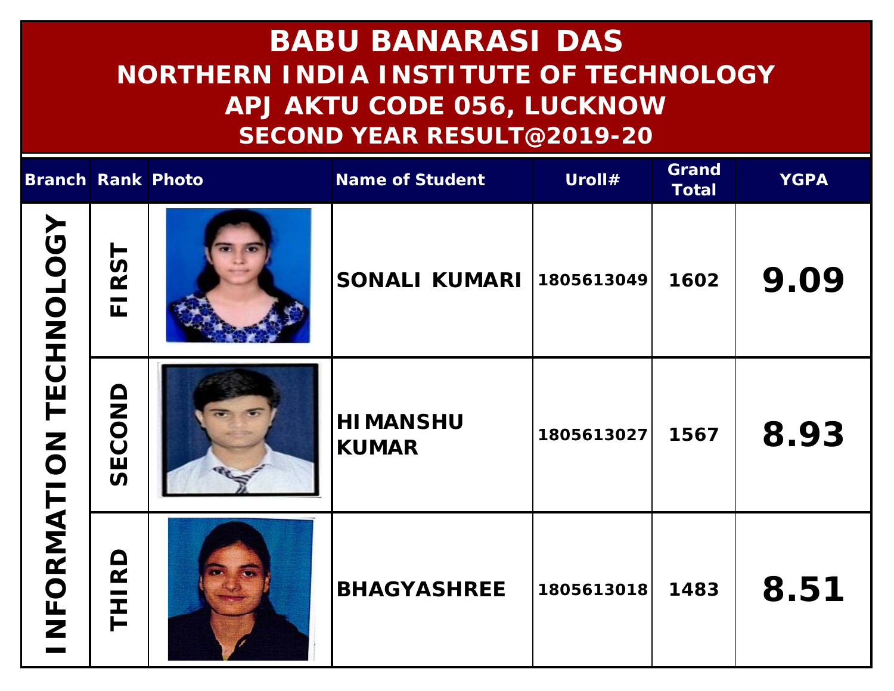# BABU BANARASI DAS
## NORTHERN INDIA INSTITUTE OF TECHNOLOGY
## APJ AKTU CODE 056, LUCKNOW
## SECOND YEAR RESULT@2019-20

| Branch | Rank | Photo | Name of Student | Uroll# | Grand Total | YGPA |
|---|---|---|---|---|---|---|
| INFORMATION TECHNOLOGY | FIRST | | SONALI KUMARI | 1805613049 | 1602 | **9.09** |
| | SECOND | | HIMANSHU KUMAR | 1805613027 | 1567 | **8.93** |
| | THIRD | | BHAGYASHREE | 1805613018 | 1483 | **8.51** |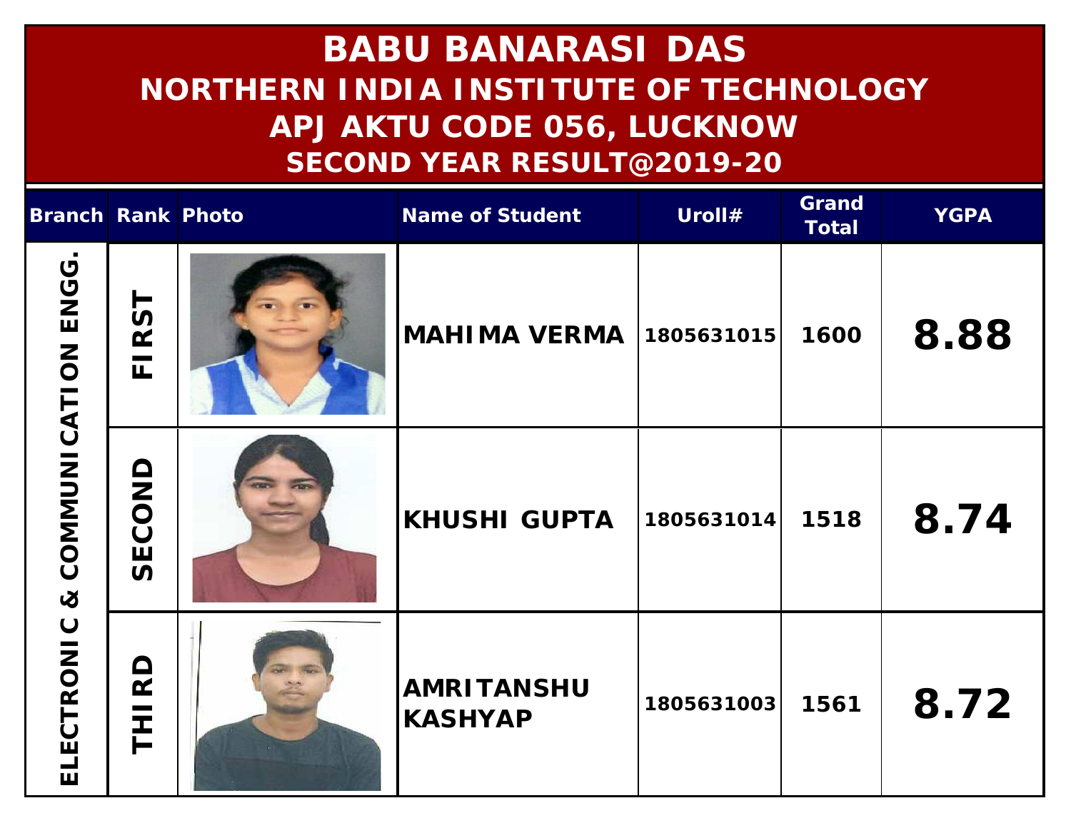# BABU BANARASI DAS
## NORTHERN INDIA INSTITUTE OF TECHNOLOGY
## APJ AKTU CODE 056, LUCKNOW
## SECOND YEAR RESULT@2019-20

| Branch | Rank | Photo | Name of Student | Uroll# | Grand Total | YGPA |
|---|---|---|---|---|---|---|
| ELECTRONIC & COMMUNICATION ENGG. | FIRST | | MAHIMA VERMA | 1805631015 | 1600 | **8.88** |
| | SECOND | | KHUSHI GUPTA | 1805631014 | 1518 | **8.74** |
| | THIRD | | AMRITANSHU KASHYAP | 1805631003 | 1561 | **8.72** |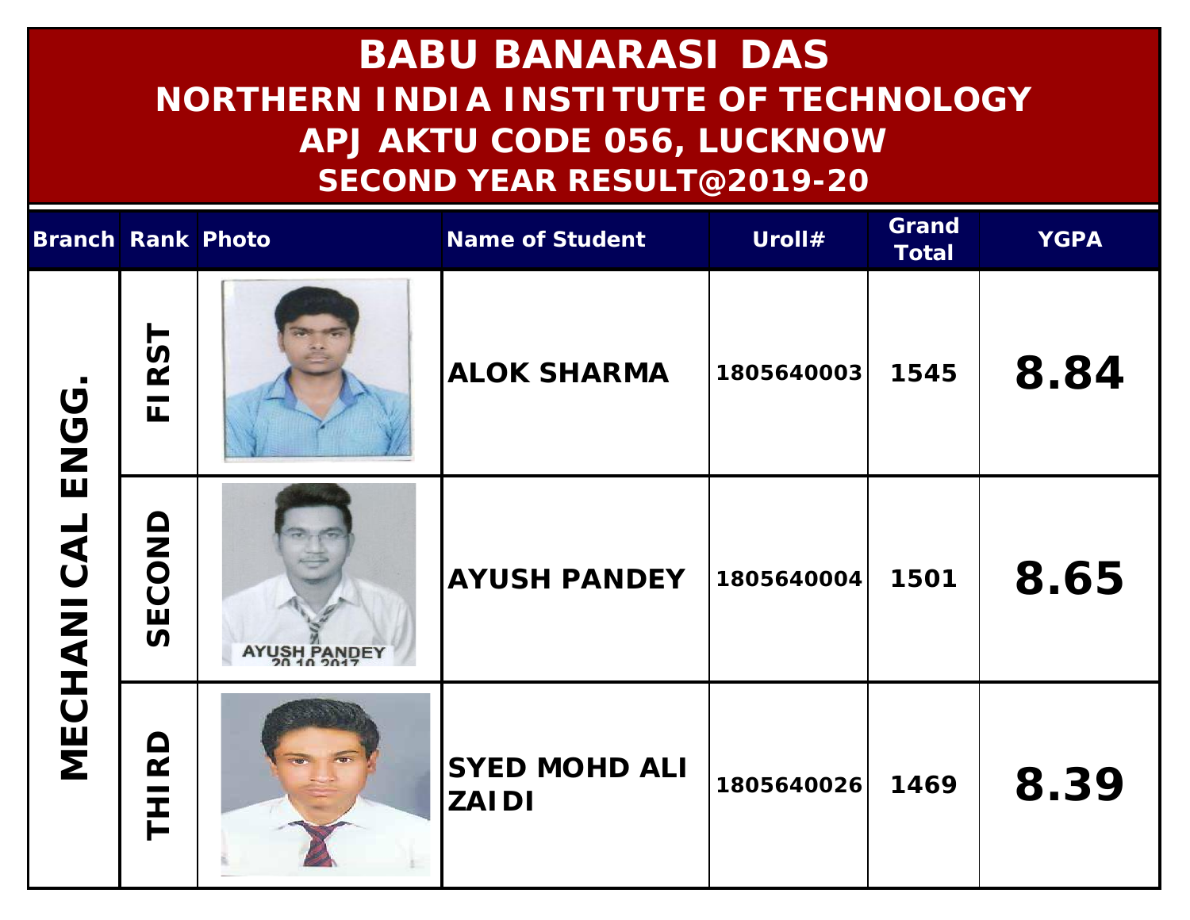# BABU BANARASI DAS
## NORTHERN INDIA INSTITUTE OF TECHNOLOGY
## APJ AKTU CODE 056, LUCKNOW
## SECOND YEAR RESULT@2019-20

| Branch | Rank | Photo | Name of Student | Uroll# | Grand Total | YGPA |
|---|---|---|---|---|---|---|
| MECHANICAL ENGG. | FIRST | | ALOK SHARMA | 1805640003 | 1545 | 8.84 |
| | SECOND | | AYUSH PANDEY | 1805640004 | 1501 | 8.65 |
| | THIRD | | SYED MOHD ALI ZAIDI | 1805640026 | 1469 | 8.39 |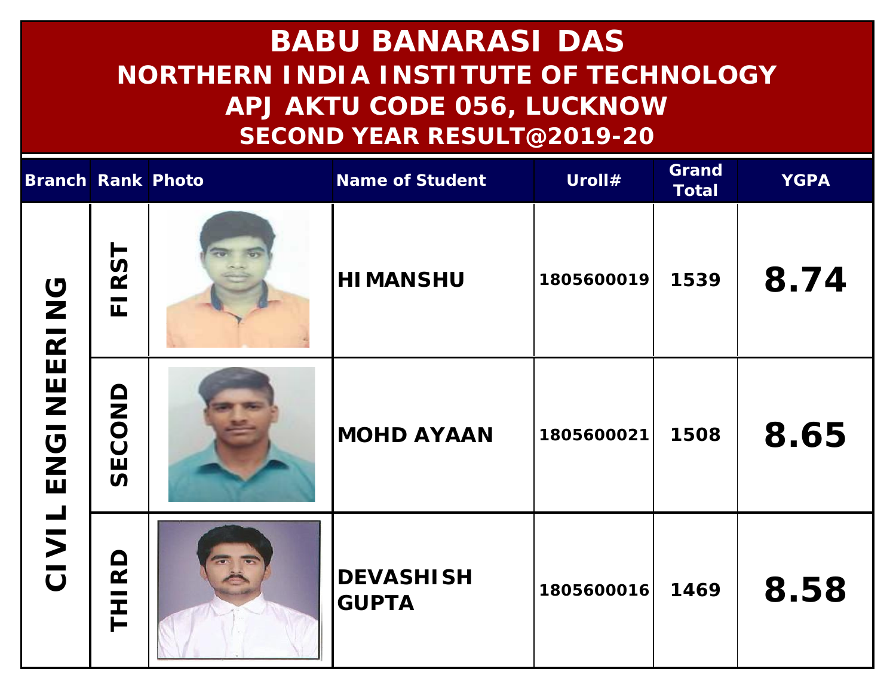# BABU BANARASI DAS
## NORTHERN INDIA INSTITUTE OF TECHNOLOGY
## APJ AKTU CODE 056, LUCKNOW
## SECOND YEAR RESULT@2019-20

| Branch | Rank | Photo | Name of Student | Uroll# | Grand Total | YGPA |
|---|---|---|---|---|---|---|
| CIVIL ENGINEERING | FIRST | | HIMANSHU | 1805600019 | 1539 | 8.74 |
| | SECOND | | MOHD AYAAN | 1805600021 | 1508 | 8.65 |
| | THIRD | | DEVASHISH GUPTA | 1805600016 | 1469 | 8.58 |